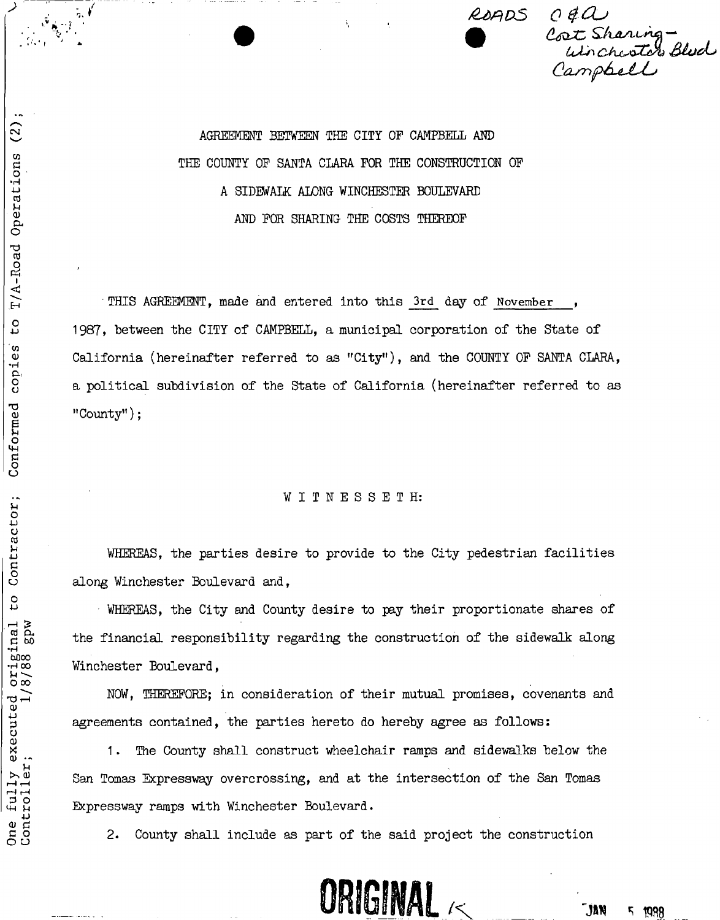ROADS C & A
Cost Sharing-
Winchester Blvd
Campbell

One fully executed original to Contractor; Conformed copies to T/A-Road Operations (2); Controller; 1/8/88 gpw

AGREEMENT BETWEEN THE CITY OF CAMPBELL AND
THE COUNTY OF SANTA CLARA FOR THE CONSTRUCTION OF
A SIDEWALK ALONG WINCHESTER BOULEVARD
AND FOR SHARING THE COSTS THEREOF

THIS AGREEMENT, made and entered into this 3rd day of November, 1987, between the CITY of CAMPBELL, a municipal corporation of the State of California (hereinafter referred to as "City"), and the COUNTY OF SANTA CLARA, a political subdivision of the State of California (hereinafter referred to as "County");

W I T N E S S E T H:

WHEREAS, the parties desire to provide to the City pedestrian facilities along Winchester Boulevard and,

WHEREAS, the City and County desire to pay their proportionate shares of the financial responsibility regarding the construction of the sidewalk along Winchester Boulevard,

NOW, THEREFORE; in consideration of their mutual promises, covenants and agreements contained, the parties hereto do hereby agree as follows:

1. The County shall construct wheelchair ramps and sidewalks below the San Tomas Expressway overcrossing, and at the intersection of the San Tomas Expressway ramps with Winchester Boulevard.

2. County shall include as part of the said project the construction

ORIGINAL

JAN 5 1988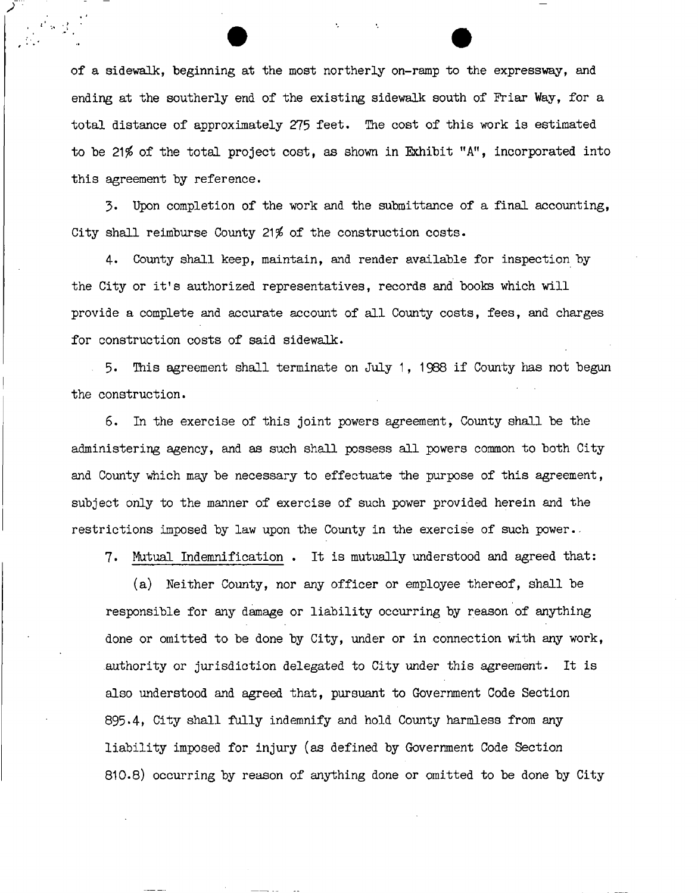of a sidewalk, beginning at the most northerly on-ramp to the expressway, and ending at the southerly end of the existing sidewalk south of Friar Way, for a total distance of approximately 275 feet. The cost of this work is estimated to be 21% of the total project cost, as shown in Exhibit "A", incorporated into this agreement by reference.

3. Upon completion of the work and the submittance of a final accounting, City shall reimburse County 21% of the construction costs.

4. County shall keep, maintain, and render available for inspection by the City or it's authorized representatives, records and books which will provide a complete and accurate account of all County costs, fees, and charges for construction costs of said sidewalk.

5. This agreement shall terminate on July 1, 1988 if County has not begun the construction.

6. In the exercise of this joint powers agreement, County shall be the administering agency, and as such shall possess all powers common to both City and County which may be necessary to effectuate the purpose of this agreement, subject only to the manner of exercise of such power provided herein and the restrictions imposed by law upon the County in the exercise of such power.

7. Mutual Indemnification . It is mutually understood and agreed that:

(a) Neither County, nor any officer or employee thereof, shall be responsible for any damage or liability occurring by reason of anything done or omitted to be done by City, under or in connection with any work, authority or jurisdiction delegated to City under this agreement. It is also understood and agreed that, pursuant to Government Code Section 895.4, City shall fully indemnify and hold County harmless from any liability imposed for injury (as defined by Government Code Section 810.8) occurring by reason of anything done or omitted to be done by City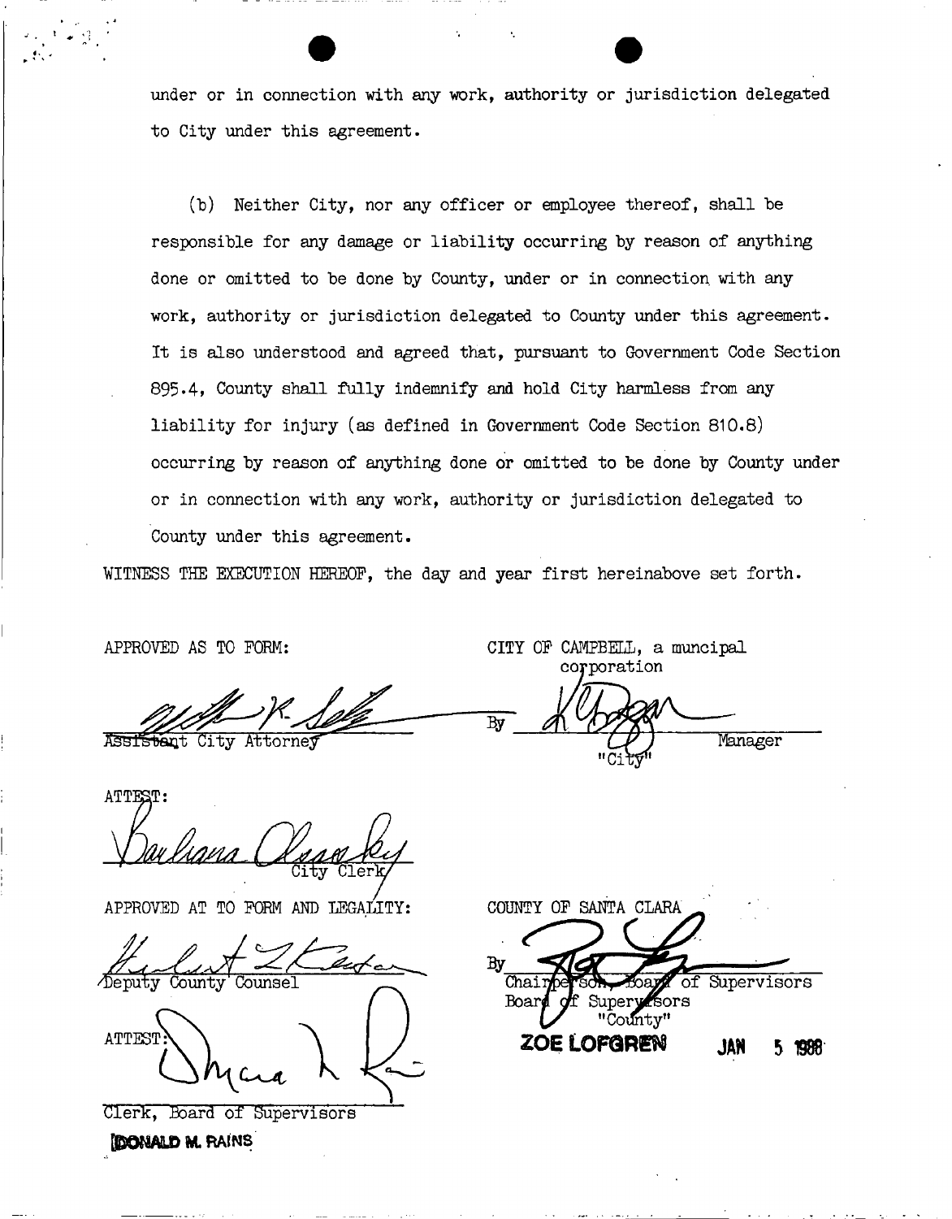under or in connection with any work, authority or jurisdiction delegated to City under this agreement.

(b) Neither City, nor any officer or employee thereof, shall be responsible for any damage or liability occurring by reason of anything done or omitted to be done by County, under or in connection with any work, authority or jurisdiction delegated to County under this agreement. It is also understood and agreed that, pursuant to Government Code Section 895.4, County shall fully indemnify and hold City harmless from any liability for injury (as defined in Government Code Section 810.8) occurring by reason of anything done or omitted to be done by County under or in connection with any work, authority or jurisdiction delegated to County under this agreement.

WITNESS THE EXECUTION HEREOF, the day and year first hereinabove set forth.

APPROVED AS TO FORM:

Assistant City Attorney

CITY OF CAMPBELL, a muncipal corporation

By ______________ Manager

"City"

ATTEST:

City Clerk

APPROVED AT TO FORM AND LEGALITY:

Deputy County Counsel

ATTEST:

Clerk, Board of Supervisors

DONALD M. RAINS

COUNTY OF SANTA CLARA

By ______________

Chairperson, Board of Supervisors

Board of Supervisors

"County"

**ZOE LOFGREN** **JAN 5 1988**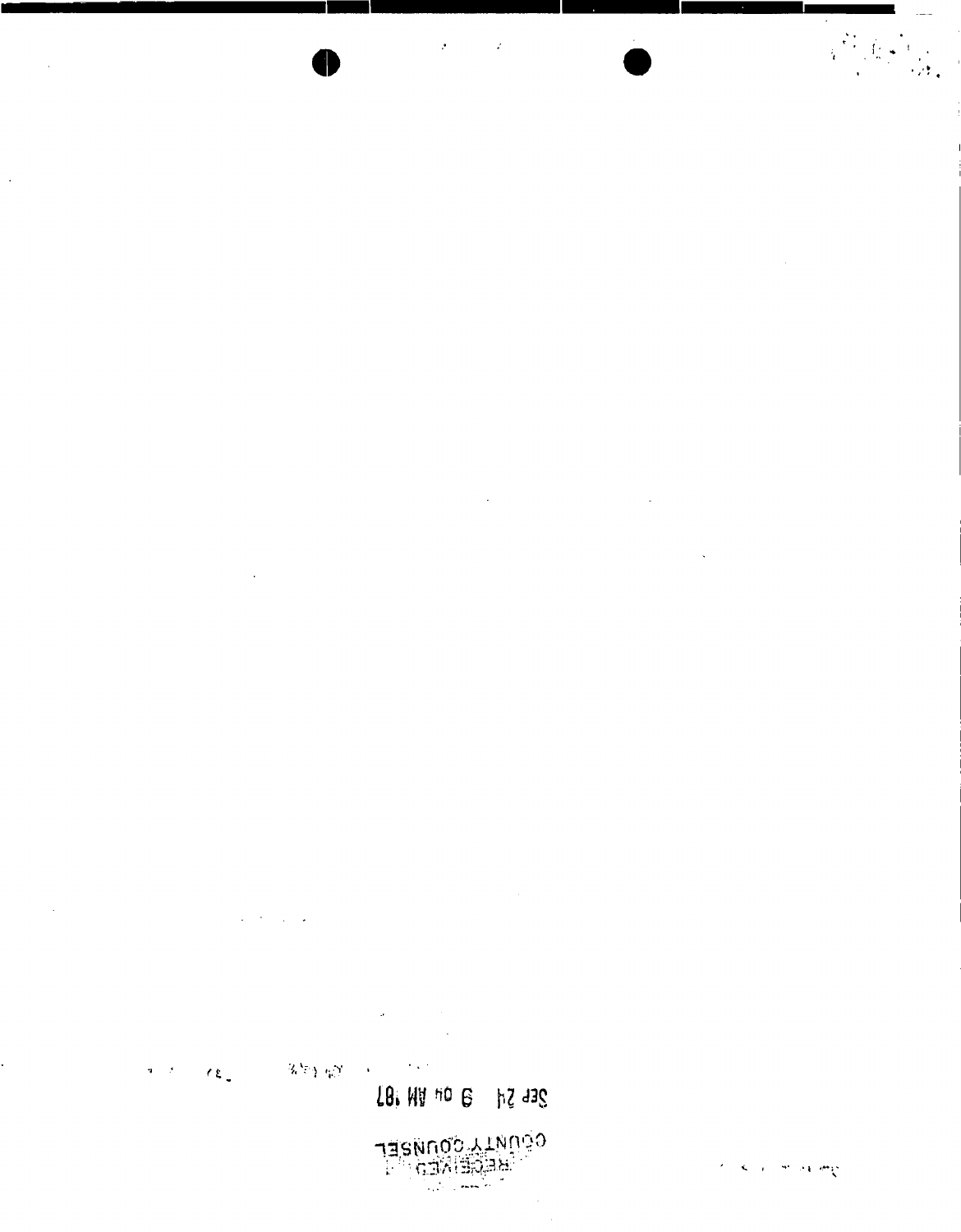RECEIVED
COUNTY COUNSEL

Sep 24 9 04 AM '87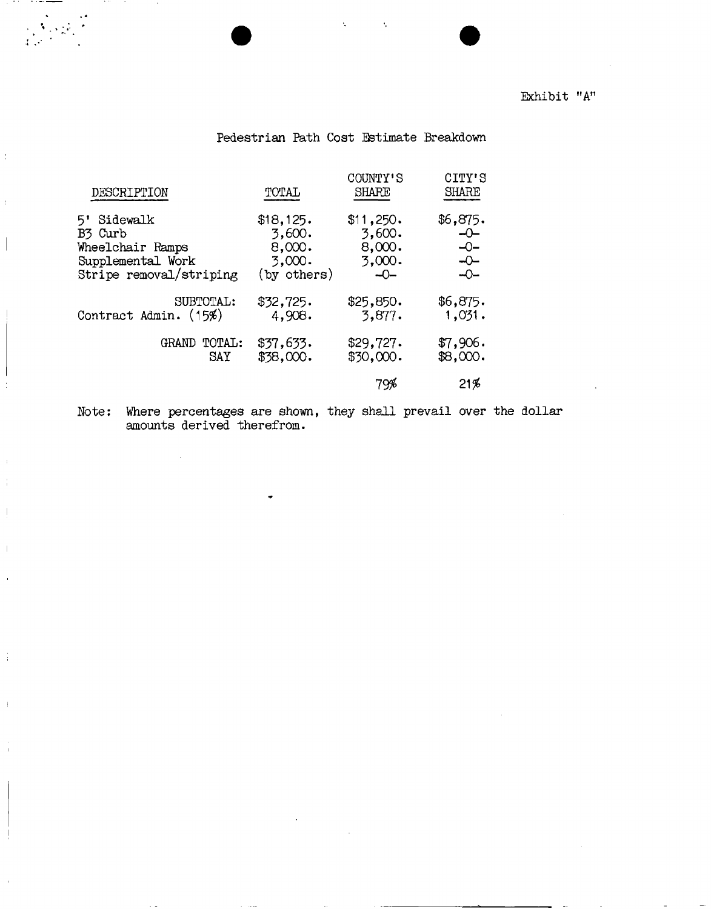Exhibit "A"

Pedestrian Path Cost Estimate Breakdown

| DESCRIPTION | TOTAL | COUNTY'S SHARE | CITY'S SHARE |
|---|---|---|---|
| 5' Sidewalk | $18,125. | $11,250. | $6,875. |
| B3 Curb | 3,600. | 3,600. | -0- |
| Wheelchair Ramps | 8,000. | 8,000. | -0- |
| Supplemental Work | 3,000. | 3,000. | -0- |
| Stripe removal/striping | (by others) | -0- | -0- |
| SUBTOTAL: | $32,725. | $25,850. | $6,875. |
| Contract Admin. (15%) | 4,908. | 3,877. | 1,031. |
| GRAND TOTAL: | $37,633. | $29,727. | $7,906. |
| SAY | $38,000. | $30,000. | $8,000. |
| | | 79% | 21% |

Note: Where percentages are shown, they shall prevail over the dollar amounts derived therefrom.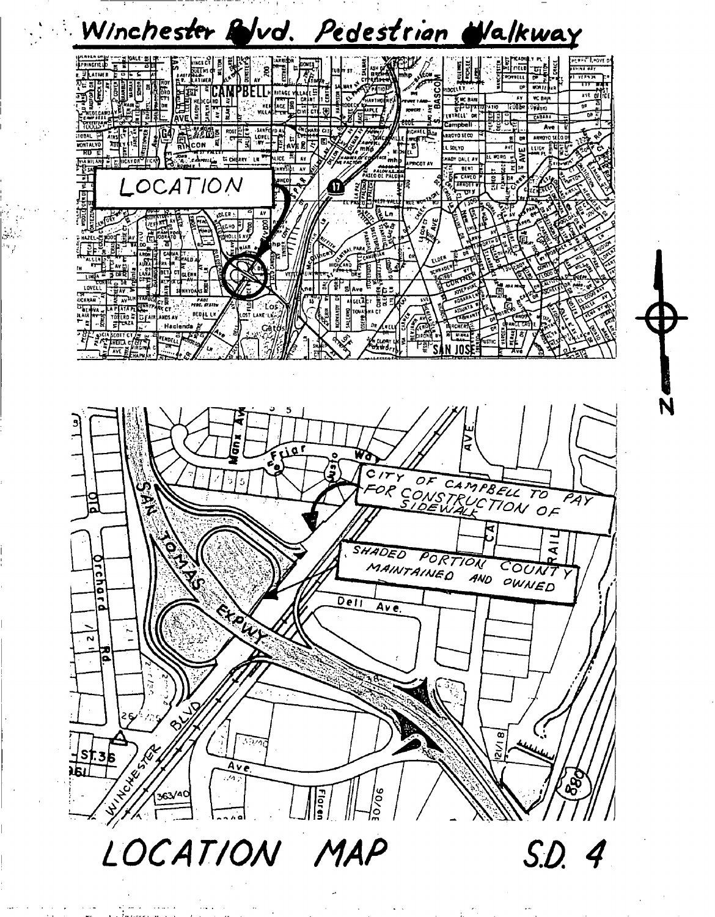# Winchester Blvd. Pedestrian Walkway

LOCATION

CITY OF CAMPBELL TO PAY FOR CONSTRUCTION OF SIDEWALK

SHADED PORTION COUNTY MAINTAINED AND OWNED

LOCATION MAP

S.D. 4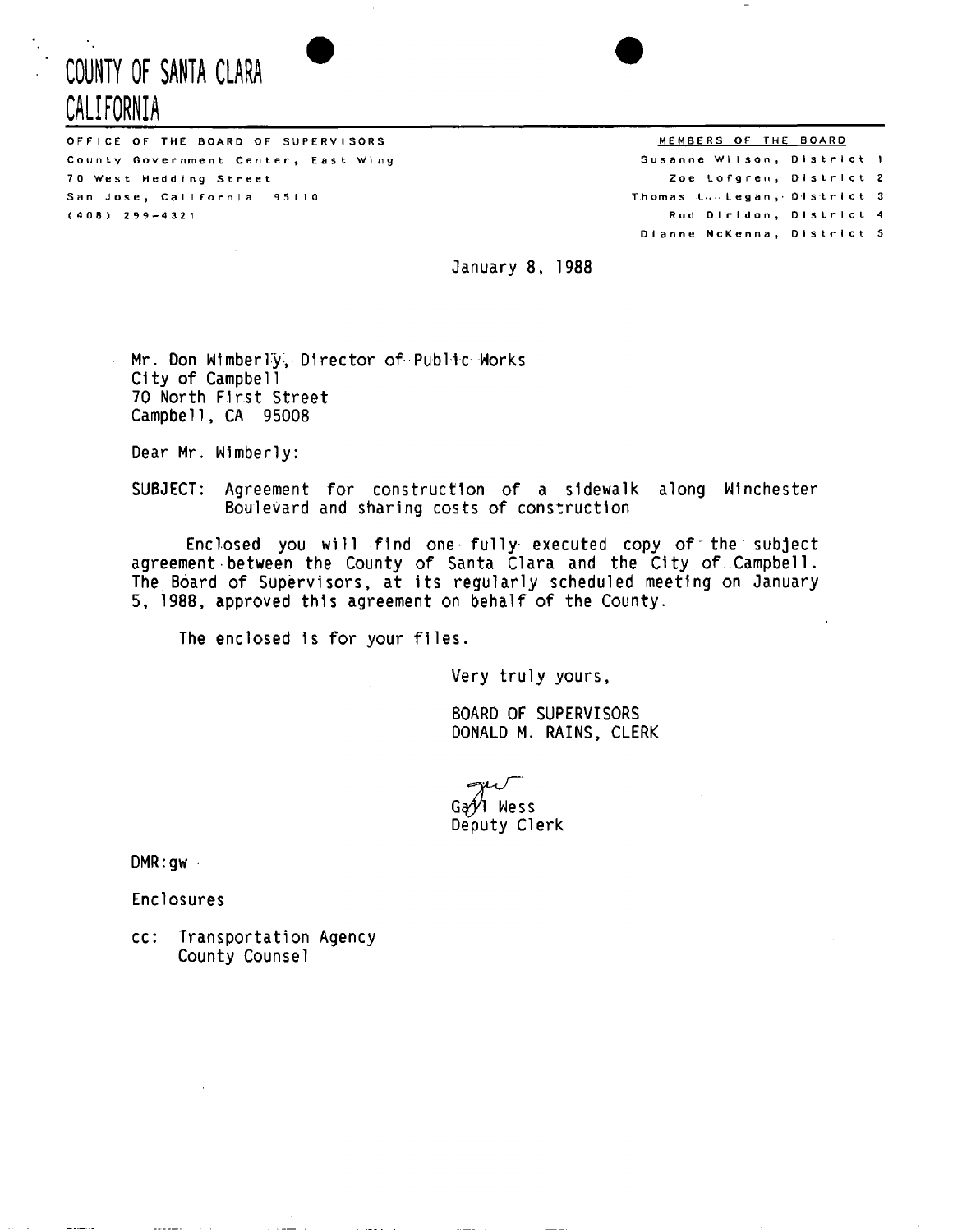# COUNTY OF SANTA CLARA
# CALIFORNIA

OFFICE OF THE BOARD OF SUPERVISORS
County Government Center, East Wing
70 West Hedding Street
San Jose, California 95110
(408) 299-4321

MEMBERS OF THE BOARD
Susanne Wilson, District 1
Zoe Lofgren, District 2
Thomas L. Legan, District 3
Rod Diridon, District 4
Dianne McKenna, District 5

January 8, 1988

Mr. Don Wimberly, Director of Public Works
City of Campbell
70 North First Street
Campbell, CA 95008

Dear Mr. Wimberly:

SUBJECT: Agreement for construction of a sidewalk along Winchester Boulevard and sharing costs of construction

Enclosed you will find one fully executed copy of the subject agreement between the County of Santa Clara and the City of Campbell. The Board of Supervisors, at its regularly scheduled meeting on January 5, 1988, approved this agreement on behalf of the County.

The enclosed is for your files.

Very truly yours,

BOARD OF SUPERVISORS
DONALD M. RAINS, CLERK

Gayl Wess
Deputy Clerk

DMR:gw

Enclosures

cc: Transportation Agency
County Counsel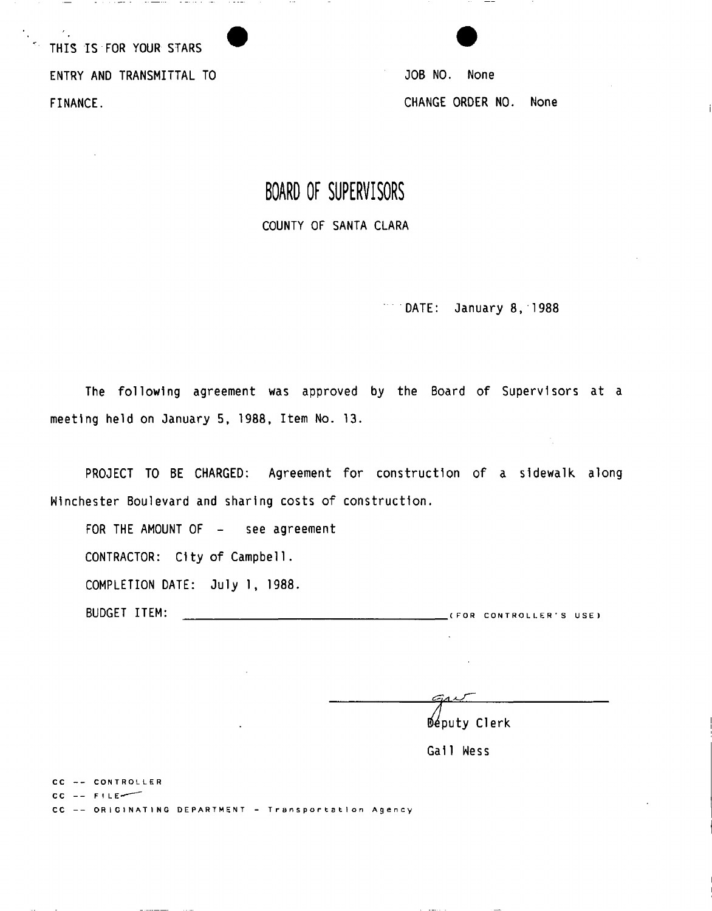THIS IS FOR YOUR STARS
ENTRY AND TRANSMITTAL TO
FINANCE.

JOB NO. None
CHANGE ORDER NO. None

# BOARD OF SUPERVISORS

COUNTY OF SANTA CLARA

DATE: January 8, 1988

The following agreement was approved by the Board of Supervisors at a meeting held on January 5, 1988, Item No. 13.

PROJECT TO BE CHARGED: Agreement for construction of a sidewalk along Winchester Boulevard and sharing costs of construction.

FOR THE AMOUNT OF - see agreement

CONTRACTOR: City of Campbell.

COMPLETION DATE: July 1, 1988.

BUDGET ITEM: ______________________________ (FOR CONTROLLER'S USE)

Deputy Clerk

Gail Wess

CC -- CONTROLLER
CC -- FILE
CC -- ORIGINATING DEPARTMENT - Transportation Agency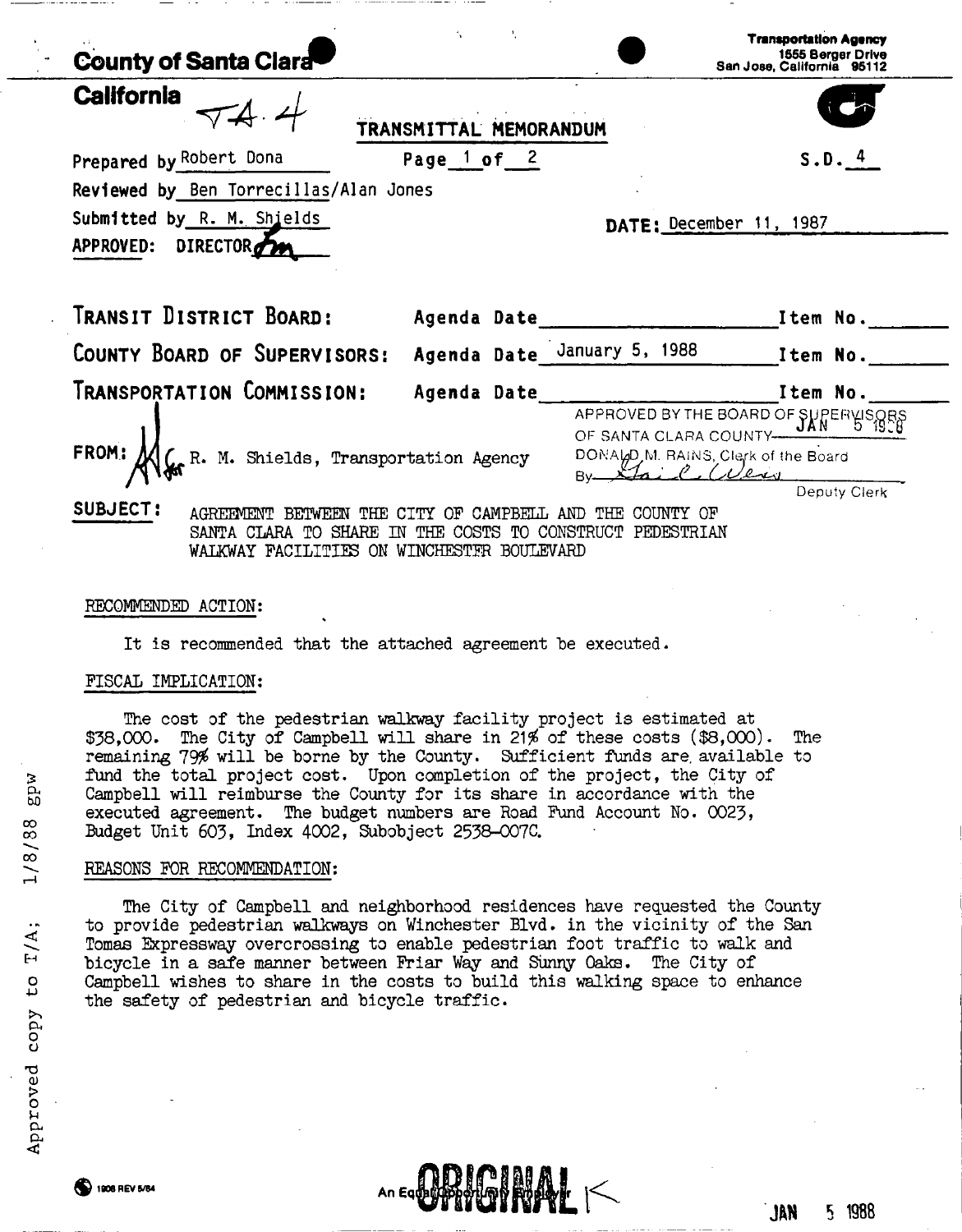**County of Santa Clara**

**California**

TA.4

**Transportation Agency**
1555 Berger Drive
San Jose, California 95112

**TRANSMITTAL MEMORANDUM**

Prepared by Robert Dona    Page 1 of 2    S.D. 4

Reviewed by Ben Torrecillas/Alan Jones

Submitted by R. M. Shields    DATE: December 11, 1987

APPROVED: DIRECTOR

| | | |
|---|---|---|
| **TRANSIT DISTRICT BOARD:** | Agenda Date ______ | Item No. ______ |
| **COUNTY BOARD OF SUPERVISORS:** | Agenda Date January 5, 1988 | Item No. ______ |
| **TRANSPORTATION COMMISSION:** | Agenda Date ______ | Item No. ______ |

APPROVED BY THE BOARD OF SUPERVISORS OF SANTA CLARA COUNTY JAN 5 1988
DONALD M. RAINS, Clerk of the Board
By ______ Deputy Clerk

**FROM:** R. M. Shields, Transportation Agency

**SUBJECT:** AGREEMENT BETWEEN THE CITY OF CAMPBELL AND THE COUNTY OF SANTA CLARA TO SHARE IN THE COSTS TO CONSTRUCT PEDESTRIAN WALKWAY FACILITIES ON WINCHESTER BOULEVARD

RECOMMENDED ACTION:

It is recommended that the attached agreement be executed.

FISCAL IMPLICATION:

The cost of the pedestrian walkway facility project is estimated at $38,000. The City of Campbell will share in 21% of these costs ($8,000). The remaining 79% will be borne by the County. Sufficient funds are available to fund the total project cost. Upon completion of the project, the City of Campbell will reimburse the County for its share in accordance with the executed agreement. The budget numbers are Road Fund Account No. 0023, Budget Unit 603, Index 4002, Subobject 2538-007C.

REASONS FOR RECOMMENDATION:

The City of Campbell and neighborhood residences have requested the County to provide pedestrian walkways on Winchester Blvd. in the vicinity of the San Tomas Expressway overcrossing to enable pedestrian foot traffic to walk and bicycle in a safe manner between Friar Way and Sunny Oaks. The City of Campbell wishes to share in the costs to build this walking space to enhance the safety of pedestrian and bicycle traffic.

Approved copy to T/A; 1/8/88 gpw

ORIGINAL

An Equal Opportunity Employer

JAN 5 1988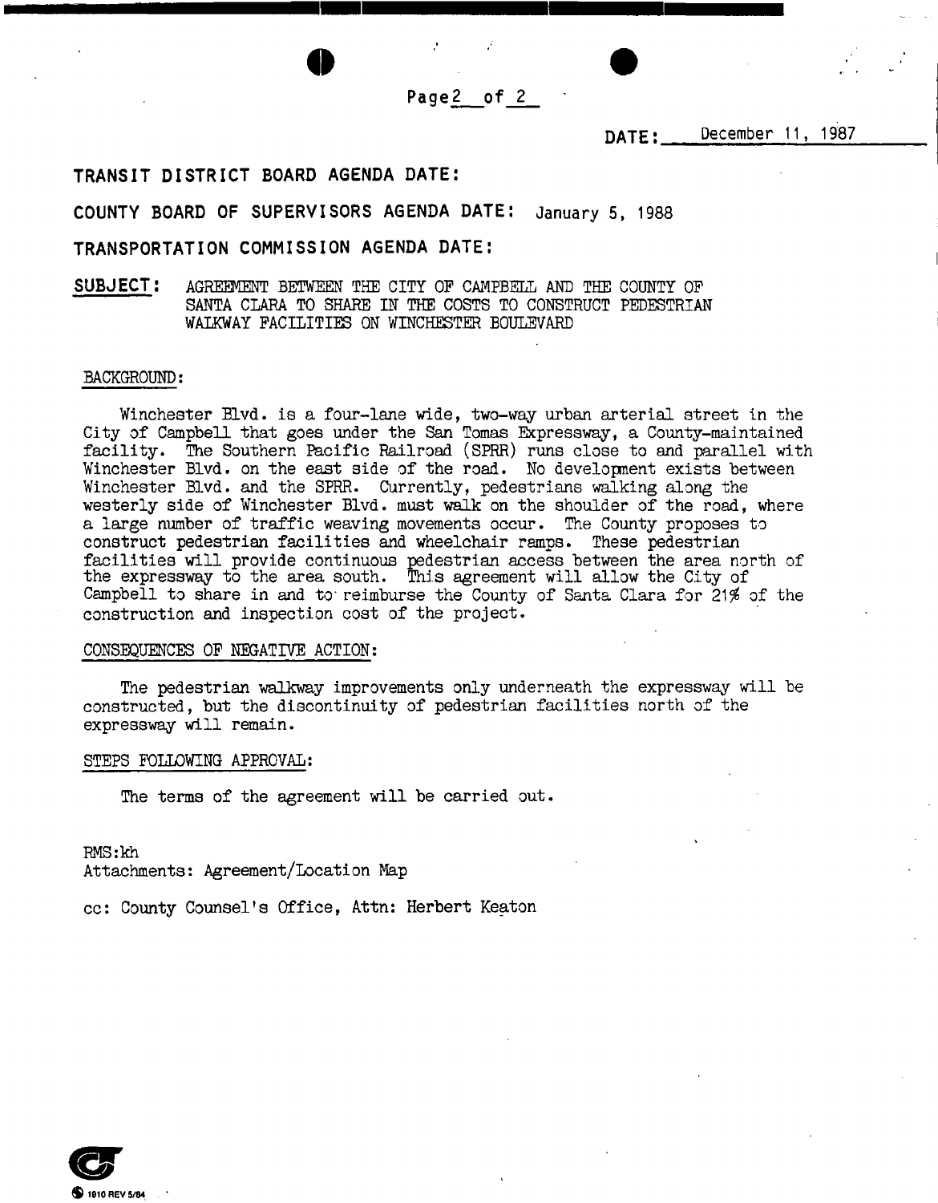**DATE:** December 11, 1987

**TRANSIT DISTRICT BOARD AGENDA DATE:**

**COUNTY BOARD OF SUPERVISORS AGENDA DATE:** January 5, 1988

**TRANSPORTATION COMMISSION AGENDA DATE:**

**SUBJECT:** AGREEMENT BETWEEN THE CITY OF CAMPBELL AND THE COUNTY OF SANTA CLARA TO SHARE IN THE COSTS TO CONSTRUCT PEDESTRIAN WALKWAY FACILITIES ON WINCHESTER BOULEVARD

BACKGROUND:

Winchester Blvd. is a four-lane wide, two-way urban arterial street in the City of Campbell that goes under the San Tomas Expressway, a County-maintained facility. The Southern Pacific Railroad (SPRR) runs close to and parallel with Winchester Blvd. on the east side of the road. No development exists between Winchester Blvd. and the SPRR. Currently, pedestrians walking along the westerly side of Winchester Blvd. must walk on the shoulder of the road, where a large number of traffic weaving movements occur. The County proposes to construct pedestrian facilities and wheelchair ramps. These pedestrian facilities will provide continuous pedestrian access between the area north of the expressway to the area south. This agreement will allow the City of Campbell to share in and to reimburse the County of Santa Clara for 21% of the construction and inspection cost of the project.

CONSEQUENCES OF NEGATIVE ACTION:

The pedestrian walkway improvements only underneath the expressway will be constructed, but the discontinuity of pedestrian facilities north of the expressway will remain.

STEPS FOLLOWING APPROVAL:

The terms of the agreement will be carried out.

RMS:kh
Attachments: Agreement/Location Map

cc: County Counsel's Office, Attn: Herbert Keaton

1910 REV 5/84